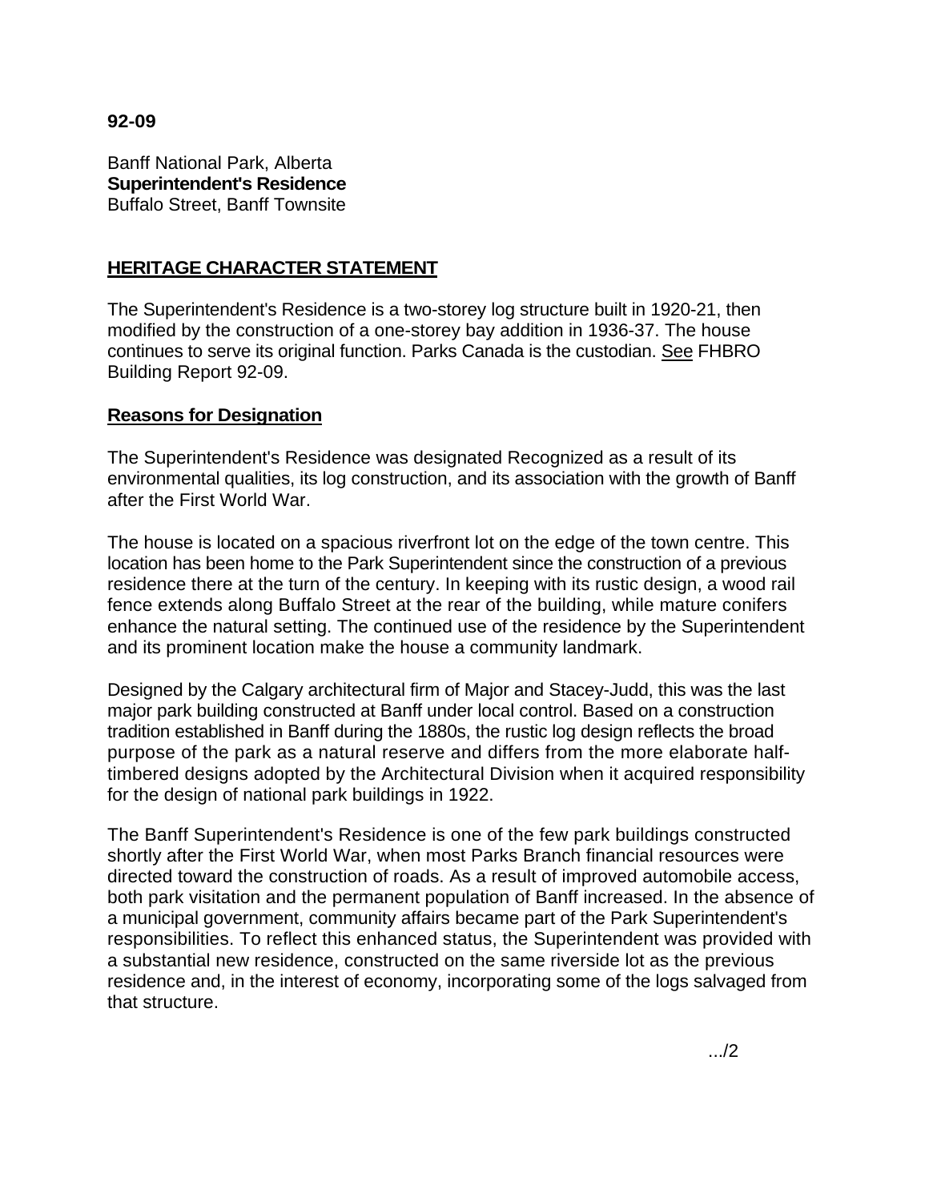**92-09**

Banff National Park, Alberta
**Superintendent's Residence**
Buffalo Street, Banff Townsite

## HERITAGE CHARACTER STATEMENT

The Superintendent's Residence is a two-storey log structure built in 1920-21, then modified by the construction of a one-storey bay addition in 1936-37. The house continues to serve its original function. Parks Canada is the custodian. See FHBRO Building Report 92-09.

### Reasons for Designation

The Superintendent's Residence was designated Recognized as a result of its environmental qualities, its log construction, and its association with the growth of Banff after the First World War.

The house is located on a spacious riverfront lot on the edge of the town centre. This location has been home to the Park Superintendent since the construction of a previous residence there at the turn of the century. In keeping with its rustic design, a wood rail fence extends along Buffalo Street at the rear of the building, while mature conifers enhance the natural setting. The continued use of the residence by the Superintendent and its prominent location make the house a community landmark.

Designed by the Calgary architectural firm of Major and Stacey-Judd, this was the last major park building constructed at Banff under local control. Based on a construction tradition established in Banff during the 1880s, the rustic log design reflects the broad purpose of the park as a natural reserve and differs from the more elaborate half-timbered designs adopted by the Architectural Division when it acquired responsibility for the design of national park buildings in 1922.

The Banff Superintendent's Residence is one of the few park buildings constructed shortly after the First World War, when most Parks Branch financial resources were directed toward the construction of roads. As a result of improved automobile access, both park visitation and the permanent population of Banff increased. In the absence of a municipal government, community affairs became part of the Park Superintendent's responsibilities. To reflect this enhanced status, the Superintendent was provided with a substantial new residence, constructed on the same riverside lot as the previous residence and, in the interest of economy, incorporating some of the logs salvaged from that structure.

.../2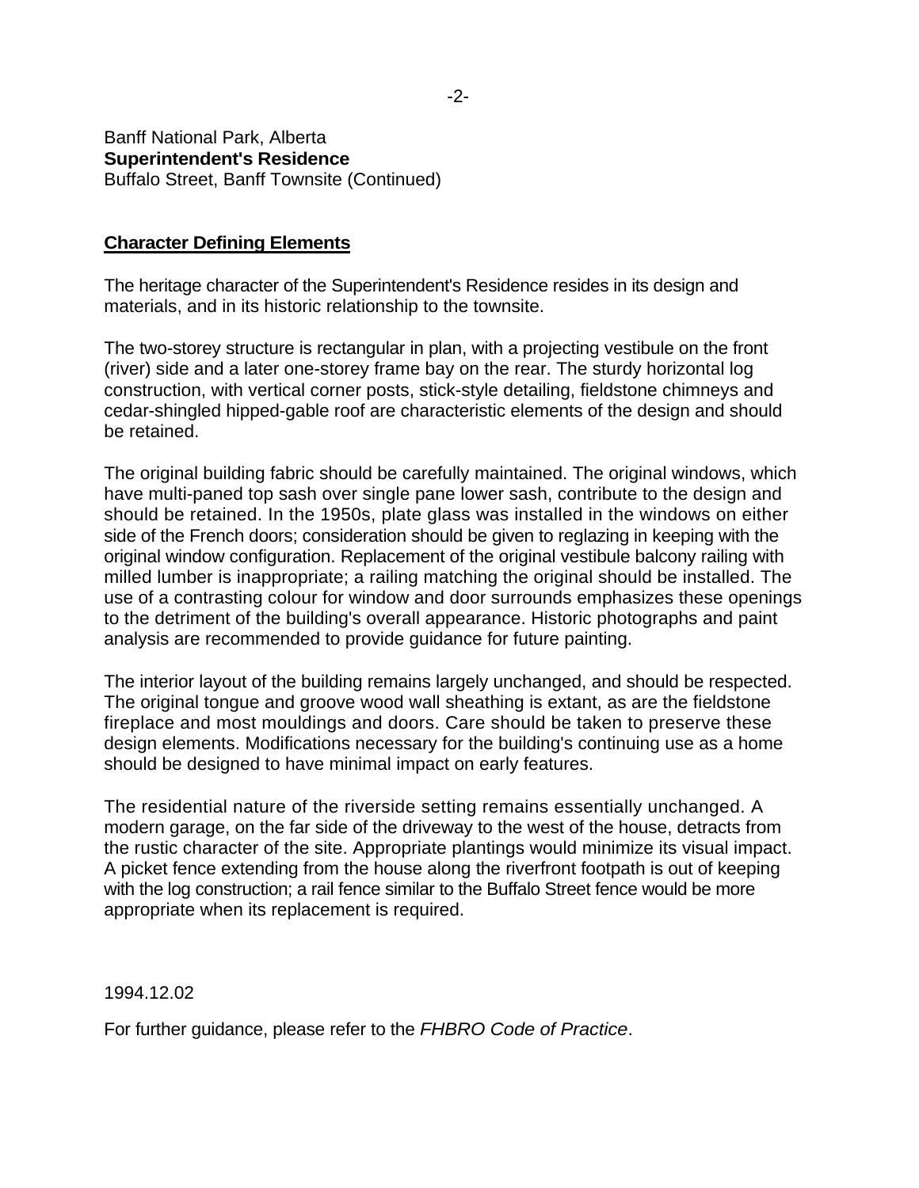Banff National Park, Alberta
**Superintendent's Residence**
Buffalo Street, Banff Townsite (Continued)

## Character Defining Elements

The heritage character of the Superintendent's Residence resides in its design and materials, and in its historic relationship to the townsite.

The two-storey structure is rectangular in plan, with a projecting vestibule on the front (river) side and a later one-storey frame bay on the rear. The sturdy horizontal log construction, with vertical corner posts, stick-style detailing, fieldstone chimneys and cedar-shingled hipped-gable roof are characteristic elements of the design and should be retained.

The original building fabric should be carefully maintained. The original windows, which have multi-paned top sash over single pane lower sash, contribute to the design and should be retained. In the 1950s, plate glass was installed in the windows on either side of the French doors; consideration should be given to reglazing in keeping with the original window configuration. Replacement of the original vestibule balcony railing with milled lumber is inappropriate; a railing matching the original should be installed. The use of a contrasting colour for window and door surrounds emphasizes these openings to the detriment of the building's overall appearance. Historic photographs and paint analysis are recommended to provide guidance for future painting.

The interior layout of the building remains largely unchanged, and should be respected. The original tongue and groove wood wall sheathing is extant, as are the fieldstone fireplace and most mouldings and doors. Care should be taken to preserve these design elements. Modifications necessary for the building's continuing use as a home should be designed to have minimal impact on early features.

The residential nature of the riverside setting remains essentially unchanged. A modern garage, on the far side of the driveway to the west of the house, detracts from the rustic character of the site. Appropriate plantings would minimize its visual impact. A picket fence extending from the house along the riverfront footpath is out of keeping with the log construction; a rail fence similar to the Buffalo Street fence would be more appropriate when its replacement is required.

1994.12.02

For further guidance, please refer to the *FHBRO Code of Practice*.